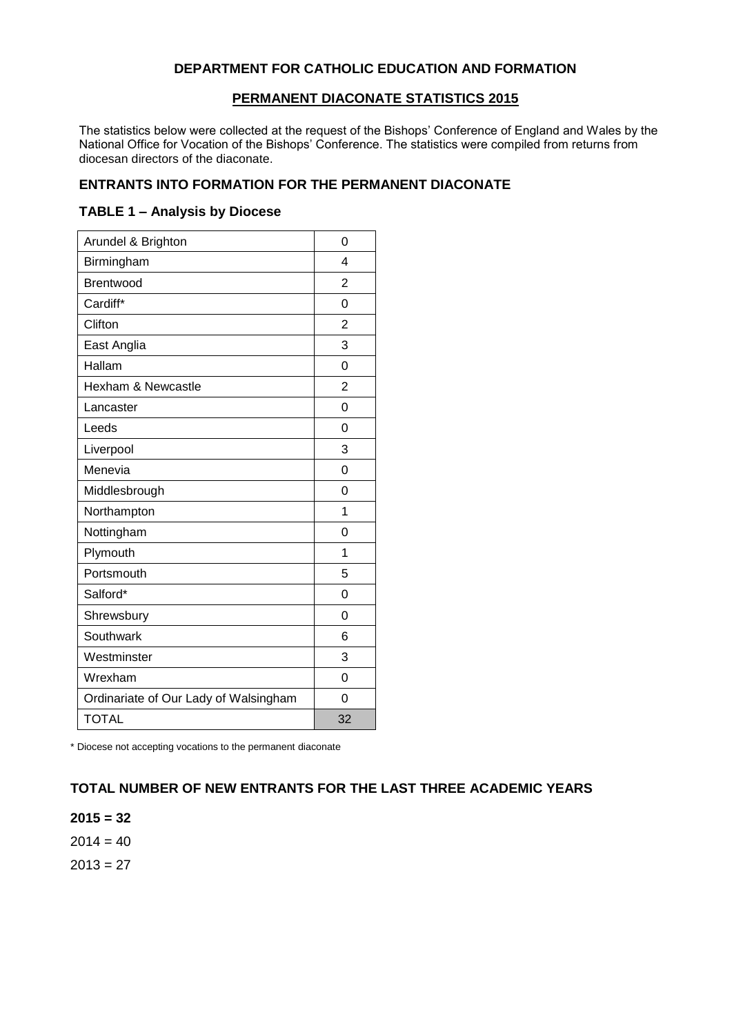## DEPARTMENT FOR CATHOLIC EDUCATION AND FORMATION

## PERMANENT DIACONATE STATISTICS 2015

The statistics below were collected at the request of the Bishops' Conference of England and Wales by the National Office for Vocation of the Bishops' Conference. The statistics were compiled from returns from diocesan directors of the diaconate.

### ENTRANTS INTO FORMATION FOR THE PERMANENT DIACONATE

### TABLE 1 – Analysis by Diocese

| Diocese | |
|---|---|
| Arundel & Brighton | 0 |
| Birmingham | 4 |
| Brentwood | 2 |
| Cardiff* | 0 |
| Clifton | 2 |
| East Anglia | 3 |
| Hallam | 0 |
| Hexham & Newcastle | 2 |
| Lancaster | 0 |
| Leeds | 0 |
| Liverpool | 3 |
| Menevia | 0 |
| Middlesbrough | 0 |
| Northampton | 1 |
| Nottingham | 0 |
| Plymouth | 1 |
| Portsmouth | 5 |
| Salford* | 0 |
| Shrewsbury | 0 |
| Southwark | 6 |
| Westminster | 3 |
| Wrexham | 0 |
| Ordinariate of Our Lady of Walsingham | 0 |
| TOTAL | 32 |

\* Diocese not accepting vocations to the permanent diaconate

### TOTAL NUMBER OF NEW ENTRANTS FOR THE LAST THREE ACADEMIC YEARS

**2015 = 32**

2014 = 40

2013 = 27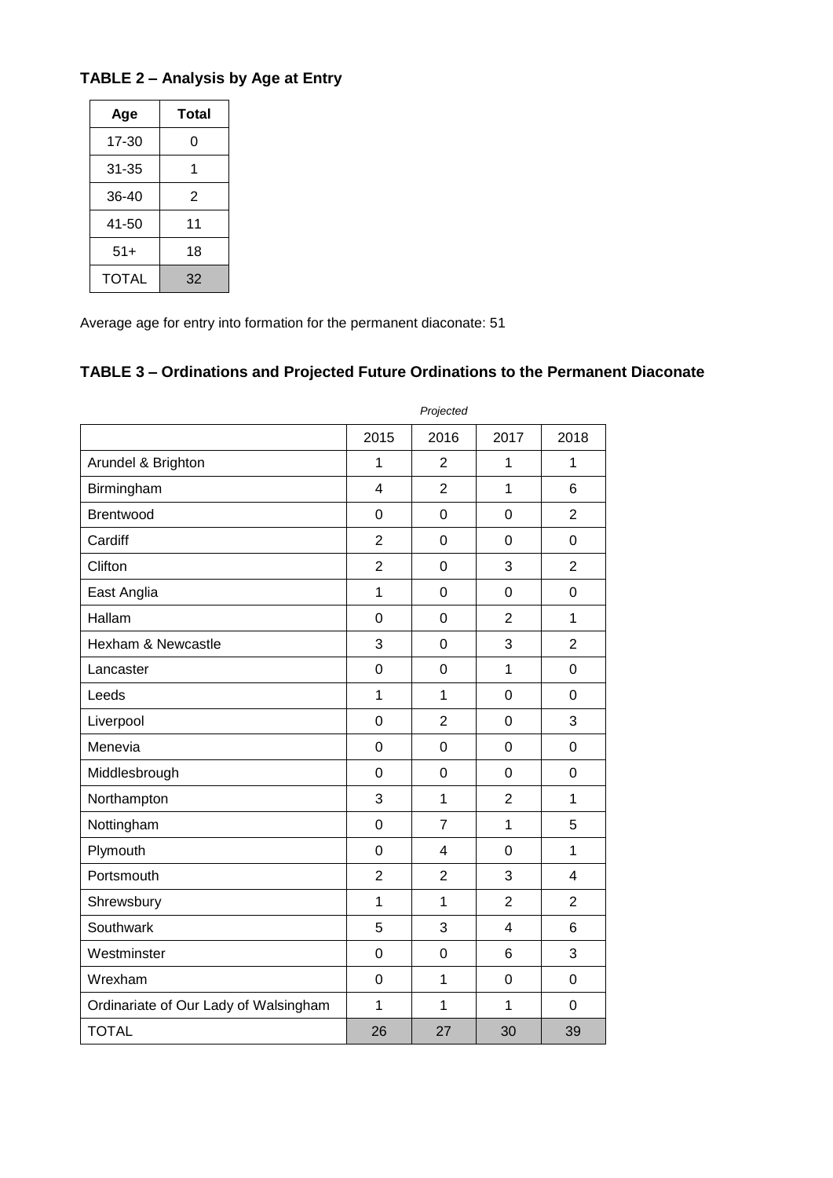### TABLE 2 – Analysis by Age at Entry

| Age | Total |
|---|---|
| 17-30 | 0 |
| 31-35 | 1 |
| 36-40 | 2 |
| 41-50 | 11 |
| 51+ | 18 |
| TOTAL | 32 |

Average age for entry into formation for the permanent diaconate: 51

### TABLE 3 – Ordinations and Projected Future Ordinations to the Permanent Diaconate

| | | *Projected* | | |
|---|---|---|---|---|
| | 2015 | 2016 | 2017 | 2018 |
| Arundel & Brighton | 1 | 2 | 1 | 1 |
| Birmingham | 4 | 2 | 1 | 6 |
| Brentwood | 0 | 0 | 0 | 2 |
| Cardiff | 2 | 0 | 0 | 0 |
| Clifton | 2 | 0 | 3 | 2 |
| East Anglia | 1 | 0 | 0 | 0 |
| Hallam | 0 | 0 | 2 | 1 |
| Hexham & Newcastle | 3 | 0 | 3 | 2 |
| Lancaster | 0 | 0 | 1 | 0 |
| Leeds | 1 | 1 | 0 | 0 |
| Liverpool | 0 | 2 | 0 | 3 |
| Menevia | 0 | 0 | 0 | 0 |
| Middlesbrough | 0 | 0 | 0 | 0 |
| Northampton | 3 | 1 | 2 | 1 |
| Nottingham | 0 | 7 | 1 | 5 |
| Plymouth | 0 | 4 | 0 | 1 |
| Portsmouth | 2 | 2 | 3 | 4 |
| Shrewsbury | 1 | 1 | 2 | 2 |
| Southwark | 5 | 3 | 4 | 6 |
| Westminster | 0 | 0 | 6 | 3 |
| Wrexham | 0 | 1 | 0 | 0 |
| Ordinariate of Our Lady of Walsingham | 1 | 1 | 1 | 0 |
| TOTAL | 26 | 27 | 30 | 39 |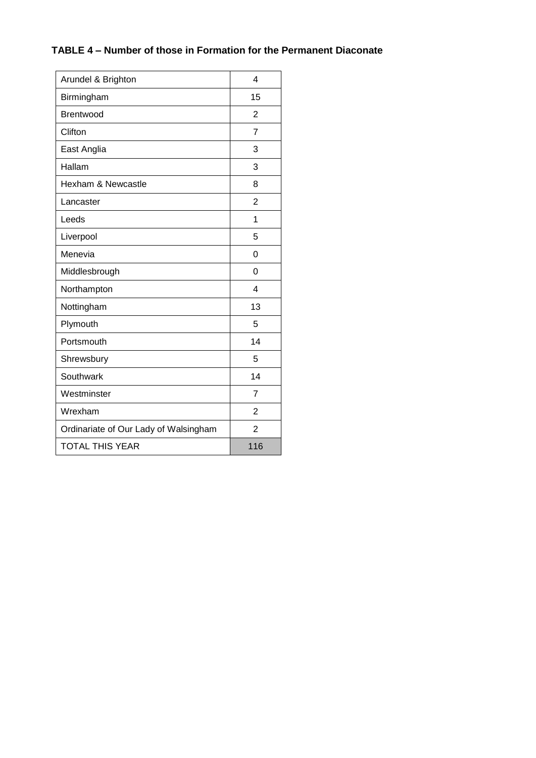**TABLE 4 – Number of those in Formation for the Permanent Diaconate**

| | |
|---|---|
| Arundel & Brighton | 4 |
| Birmingham | 15 |
| Brentwood | 2 |
| Clifton | 7 |
| East Anglia | 3 |
| Hallam | 3 |
| Hexham & Newcastle | 8 |
| Lancaster | 2 |
| Leeds | 1 |
| Liverpool | 5 |
| Menevia | 0 |
| Middlesbrough | 0 |
| Northampton | 4 |
| Nottingham | 13 |
| Plymouth | 5 |
| Portsmouth | 14 |
| Shrewsbury | 5 |
| Southwark | 14 |
| Westminster | 7 |
| Wrexham | 2 |
| Ordinariate of Our Lady of Walsingham | 2 |
| TOTAL THIS YEAR | 116 |